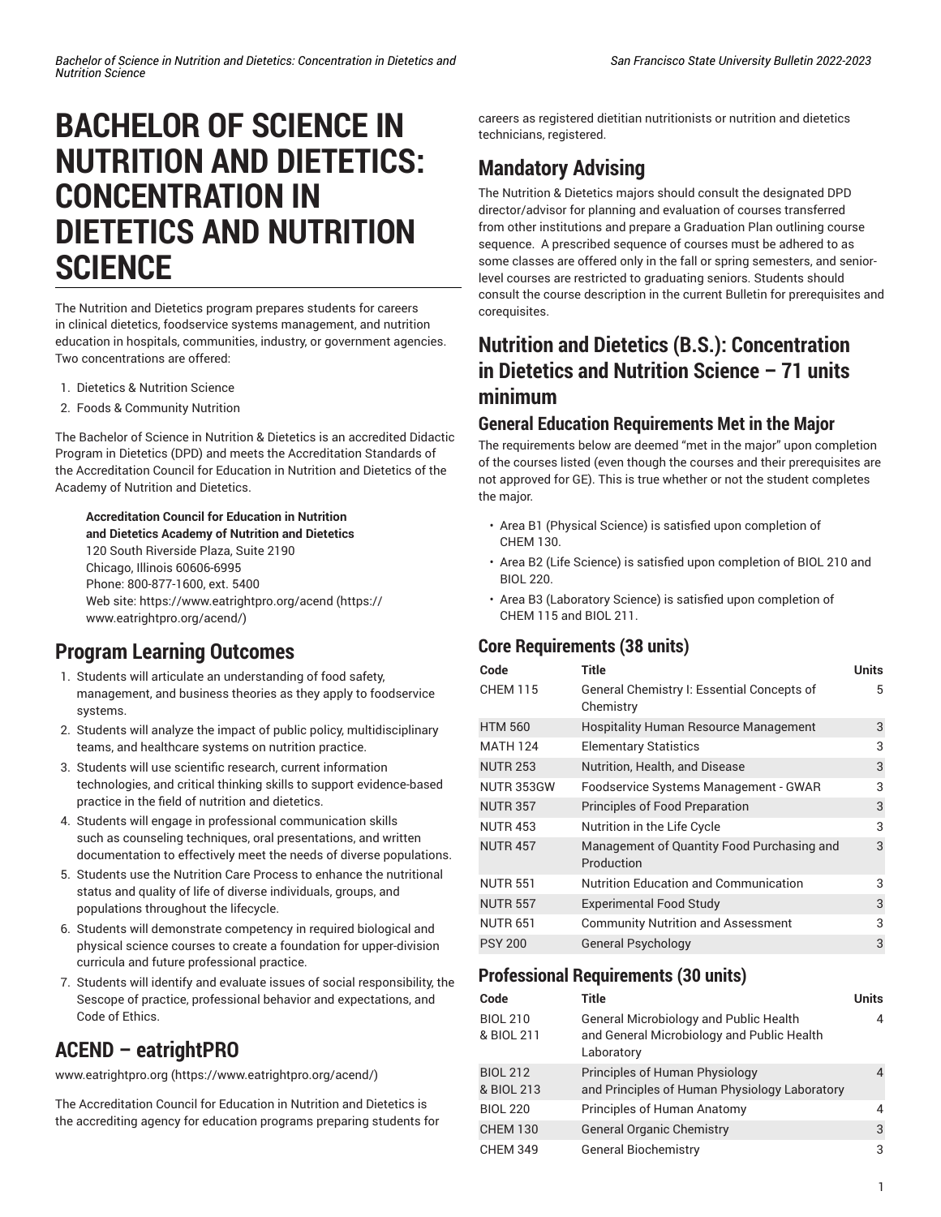# BACHELOR OF SCIENCE IN NUTRITION AND DIETETICS: CONCENTRATION IN DIETETICS AND NUTRITION SCIENCE

The Nutrition and Dietetics program prepares students for careers in clinical dietetics, foodservice systems management, and nutrition education in hospitals, communities, industry, or government agencies. Two concentrations are offered:

1. Dietetics & Nutrition Science
2. Foods & Community Nutrition

The Bachelor of Science in Nutrition & Dietetics is an accredited Didactic Program in Dietetics (DPD) and meets the Accreditation Standards of the Accreditation Council for Education in Nutrition and Dietetics of the Academy of Nutrition and Dietetics.

> **Accreditation Council for Education in Nutrition and Dietetics Academy of Nutrition and Dietetics**
> 120 South Riverside Plaza, Suite 2190
> Chicago, Illinois 60606-6995
> Phone: 800-877-1600, ext. 5400
> Web site: https://www.eatrightpro.org/acend (https://www.eatrightpro.org/acend/)

## Program Learning Outcomes

1. Students will articulate an understanding of food safety, management, and business theories as they apply to foodservice systems.
2. Students will analyze the impact of public policy, multidisciplinary teams, and healthcare systems on nutrition practice.
3. Students will use scientific research, current information technologies, and critical thinking skills to support evidence-based practice in the field of nutrition and dietetics.
4. Students will engage in professional communication skills such as counseling techniques, oral presentations, and written documentation to effectively meet the needs of diverse populations.
5. Students use the Nutrition Care Process to enhance the nutritional status and quality of life of diverse individuals, groups, and populations throughout the lifecycle.
6. Students will demonstrate competency in required biological and physical science courses to create a foundation for upper-division curricula and future professional practice.
7. Students will identify and evaluate issues of social responsibility, the Sescope of practice, professional behavior and expectations, and Code of Ethics.

## ACEND – eatrightPRO

www.eatrightpro.org (https://www.eatrightpro.org/acend/)

The Accreditation Council for Education in Nutrition and Dietetics is the accrediting agency for education programs preparing students for careers as registered dietitian nutritionists or nutrition and dietetics technicians, registered.

## Mandatory Advising

The Nutrition & Dietetics majors should consult the designated DPD director/advisor for planning and evaluation of courses transferred from other institutions and prepare a Graduation Plan outlining course sequence. A prescribed sequence of courses must be adhered to as some classes are offered only in the fall or spring semesters, and senior-level courses are restricted to graduating seniors. Students should consult the course description in the current Bulletin for prerequisites and corequisites.

## Nutrition and Dietetics (B.S.): Concentration in Dietetics and Nutrition Science – 71 units minimum

### General Education Requirements Met in the Major

The requirements below are deemed "met in the major" upon completion of the courses listed (even though the courses and their prerequisites are not approved for GE). This is true whether or not the student completes the major.

- Area B1 (Physical Science) is satisfied upon completion of CHEM 130.
- Area B2 (Life Science) is satisfied upon completion of BIOL 210 and BIOL 220.
- Area B3 (Laboratory Science) is satisfied upon completion of CHEM 115 and BIOL 211.

### Core Requirements (38 units)

| Code | Title | Units |
|---|---|---|
| CHEM 115 | General Chemistry I: Essential Concepts of Chemistry | 5 |
| HTM 560 | Hospitality Human Resource Management | 3 |
| MATH 124 | Elementary Statistics | 3 |
| NUTR 253 | Nutrition, Health, and Disease | 3 |
| NUTR 353GW | Foodservice Systems Management - GWAR | 3 |
| NUTR 357 | Principles of Food Preparation | 3 |
| NUTR 453 | Nutrition in the Life Cycle | 3 |
| NUTR 457 | Management of Quantity Food Purchasing and Production | 3 |
| NUTR 551 | Nutrition Education and Communication | 3 |
| NUTR 557 | Experimental Food Study | 3 |
| NUTR 651 | Community Nutrition and Assessment | 3 |
| PSY 200 | General Psychology | 3 |

### Professional Requirements (30 units)

| Code | Title | Units |
|---|---|---|
| BIOL 210 & BIOL 211 | General Microbiology and Public Health and General Microbiology and Public Health Laboratory | 4 |
| BIOL 212 & BIOL 213 | Principles of Human Physiology and Principles of Human Physiology Laboratory | 4 |
| BIOL 220 | Principles of Human Anatomy | 4 |
| CHEM 130 | General Organic Chemistry | 3 |
| CHEM 349 | General Biochemistry | 3 |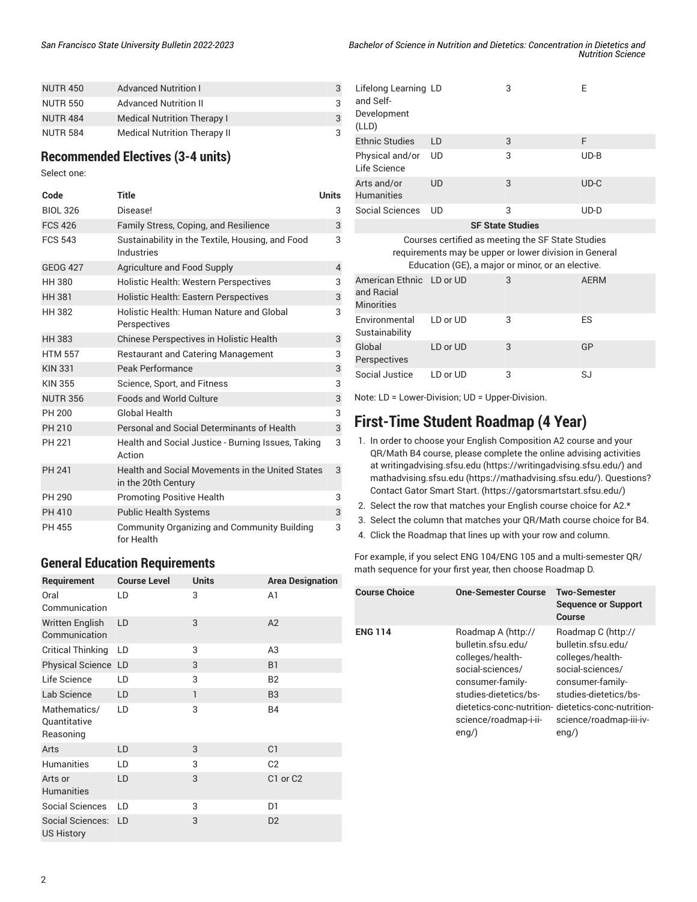| NUTR 450 | Advanced Nutrition I | 3 |
| --- | --- | --- |
| NUTR 550 | Advanced Nutrition II | 3 |
| NUTR 484 | Medical Nutrition Therapy I | 3 |
| NUTR 584 | Medical Nutrition Therapy II | 3 |

## Recommended Electives (3-4 units)

Select one:

| Code | Title | Units |
| --- | --- | --- |
| BIOL 326 | Disease! | 3 |
| FCS 426 | Family Stress, Coping, and Resilience | 3 |
| FCS 543 | Sustainability in the Textile, Housing, and Food Industries | 3 |
| GEOG 427 | Agriculture and Food Supply | 4 |
| HH 380 | Holistic Health: Western Perspectives | 3 |
| HH 381 | Holistic Health: Eastern Perspectives | 3 |
| HH 382 | Holistic Health: Human Nature and Global Perspectives | 3 |
| HH 383 | Chinese Perspectives in Holistic Health | 3 |
| HTM 557 | Restaurant and Catering Management | 3 |
| KIN 331 | Peak Performance | 3 |
| KIN 355 | Science, Sport, and Fitness | 3 |
| NUTR 356 | Foods and World Culture | 3 |
| PH 200 | Global Health | 3 |
| PH 210 | Personal and Social Determinants of Health | 3 |
| PH 221 | Health and Social Justice - Burning Issues, Taking Action | 3 |
| PH 241 | Health and Social Movements in the United States in the 20th Century | 3 |
| PH 290 | Promoting Positive Health | 3 |
| PH 410 | Public Health Systems | 3 |
| PH 455 | Community Organizing and Community Building for Health | 3 |

## General Education Requirements

| Requirement | Course Level | Units | Area Designation |
| --- | --- | --- | --- |
| Oral Communication | LD | 3 | A1 |
| Written English Communication | LD | 3 | A2 |
| Critical Thinking | LD | 3 | A3 |
| Physical Science | LD | 3 | B1 |
| Life Science | LD | 3 | B2 |
| Lab Science | LD | 1 | B3 |
| Mathematics/ Quantitative Reasoning | LD | 3 | B4 |
| Arts | LD | 3 | C1 |
| Humanities | LD | 3 | C2 |
| Arts or Humanities | LD | 3 | C1 or C2 |
| Social Sciences | LD | 3 | D1 |
| Social Sciences: US History | LD | 3 | D2 |
| Lifelong Learning and Self-Development (LLD) | LD | 3 | E |
| Ethnic Studies | LD | 3 | F |
| Physical and/or Life Science | UD | 3 | UD-B |
| Arts and/or Humanities | UD | 3 | UD-C |
| Social Sciences | UD | 3 | UD-D |
| **SF State Studies** | | | |
| Courses certified as meeting the SF State Studies requirements may be upper or lower division in General Education (GE), a major or minor, or an elective. | | | |
| American Ethnic and Racial Minorities | LD or UD | 3 | AERM |
| Environmental Sustainability | LD or UD | 3 | ES |
| Global Perspectives | LD or UD | 3 | GP |
| Social Justice | LD or UD | 3 | SJ |

Note: LD = Lower-Division; UD = Upper-Division.

## First-Time Student Roadmap (4 Year)

1. In order to choose your English Composition A2 course and your QR/Math B4 course, please complete the online advising activities at writingadvising.sfsu.edu (https://writingadvising.sfsu.edu/) and mathadvising.sfsu.edu (https://mathadvising.sfsu.edu/). Questions? Contact Gator Smart Start. (https://gatorsmartstart.sfsu.edu/)
2. Select the row that matches your English course choice for A2.*
3. Select the column that matches your QR/Math course choice for B4.
4. Click the Roadmap that lines up with your row and column.

For example, if you select ENG 104/ENG 105 and a multi-semester QR/ math sequence for your first year, then choose Roadmap D.

| Course Choice | One-Semester Course | Two-Semester Sequence or Support Course |
| --- | --- | --- |
| **ENG 114** | Roadmap A (http://bulletin.sfsu.edu/colleges/health-social-sciences/consumer-family-studies-dietetics/bs-dietetics-conc-nutrition-science/roadmap-i-ii-eng/) | Roadmap C (http://bulletin.sfsu.edu/colleges/health-social-sciences/consumer-family-studies-dietetics/bs-dietetics-conc-nutrition-science/roadmap-iii-iv-eng/) |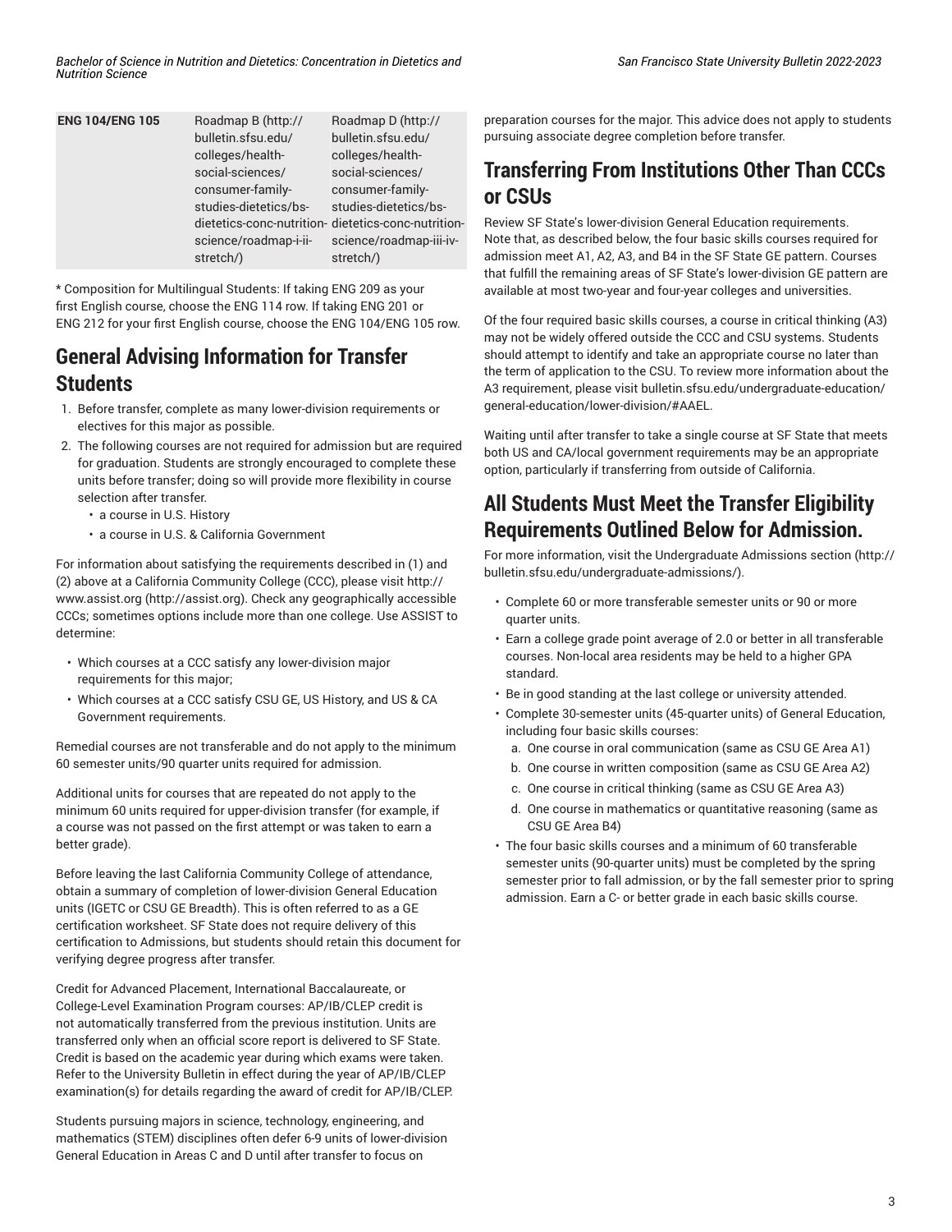| | | |
|---|---|---|
| **ENG 104/ENG 105** | Roadmap B (http://bulletin.sfsu.edu/colleges/health-social-sciences/consumer-family-studies-dietetics/bs-dietetics-conc-nutrition-science/roadmap-i-ii-stretch/) | Roadmap D (http://bulletin.sfsu.edu/colleges/health-social-sciences/consumer-family-studies-dietetics/bs-dietetics-conc-nutrition-science/roadmap-iii-iv-stretch/) |

* Composition for Multilingual Students: If taking ENG 209 as your first English course, choose the ENG 114 row. If taking ENG 201 or ENG 212 for your first English course, choose the ENG 104/ENG 105 row.

## General Advising Information for Transfer Students

1. Before transfer, complete as many lower-division requirements or electives for this major as possible.
2. The following courses are not required for admission but are required for graduation. Students are strongly encouraged to complete these units before transfer; doing so will provide more flexibility in course selection after transfer.
    - a course in U.S. History
    - a course in U.S. & California Government

For information about satisfying the requirements described in (1) and (2) above at a California Community College (CCC), please visit http://www.assist.org (http://assist.org). Check any geographically accessible CCCs; sometimes options include more than one college. Use ASSIST to determine:

- Which courses at a CCC satisfy any lower-division major requirements for this major;
- Which courses at a CCC satisfy CSU GE, US History, and US & CA Government requirements.

Remedial courses are not transferable and do not apply to the minimum 60 semester units/90 quarter units required for admission.

Additional units for courses that are repeated do not apply to the minimum 60 units required for upper-division transfer (for example, if a course was not passed on the first attempt or was taken to earn a better grade).

Before leaving the last California Community College of attendance, obtain a summary of completion of lower-division General Education units (IGETC or CSU GE Breadth). This is often referred to as a GE certification worksheet. SF State does not require delivery of this certification to Admissions, but students should retain this document for verifying degree progress after transfer.

Credit for Advanced Placement, International Baccalaureate, or College-Level Examination Program courses: AP/IB/CLEP credit is not automatically transferred from the previous institution. Units are transferred only when an official score report is delivered to SF State. Credit is based on the academic year during which exams were taken. Refer to the University Bulletin in effect during the year of AP/IB/CLEP examination(s) for details regarding the award of credit for AP/IB/CLEP.

Students pursuing majors in science, technology, engineering, and mathematics (STEM) disciplines often defer 6-9 units of lower-division General Education in Areas C and D until after transfer to focus on preparation courses for the major. This advice does not apply to students pursuing associate degree completion before transfer.

## Transferring From Institutions Other Than CCCs or CSUs

Review SF State's lower-division General Education requirements. Note that, as described below, the four basic skills courses required for admission meet A1, A2, A3, and B4 in the SF State GE pattern. Courses that fulfill the remaining areas of SF State's lower-division GE pattern are available at most two-year and four-year colleges and universities.

Of the four required basic skills courses, a course in critical thinking (A3) may not be widely offered outside the CCC and CSU systems. Students should attempt to identify and take an appropriate course no later than the term of application to the CSU. To review more information about the A3 requirement, please visit bulletin.sfsu.edu/undergraduate-education/general-education/lower-division/#AAEL.

Waiting until after transfer to take a single course at SF State that meets both US and CA/local government requirements may be an appropriate option, particularly if transferring from outside of California.

## All Students Must Meet the Transfer Eligibility Requirements Outlined Below for Admission.

For more information, visit the Undergraduate Admissions section (http://bulletin.sfsu.edu/undergraduate-admissions/).

- Complete 60 or more transferable semester units or 90 or more quarter units.
- Earn a college grade point average of 2.0 or better in all transferable courses. Non-local area residents may be held to a higher GPA standard.
- Be in good standing at the last college or university attended.
- Complete 30-semester units (45-quarter units) of General Education, including four basic skills courses:
    a. One course in oral communication (same as CSU GE Area A1)
    b. One course in written composition (same as CSU GE Area A2)
    c. One course in critical thinking (same as CSU GE Area A3)
    d. One course in mathematics or quantitative reasoning (same as CSU GE Area B4)
- The four basic skills courses and a minimum of 60 transferable semester units (90-quarter units) must be completed by the spring semester prior to fall admission, or by the fall semester prior to spring admission. Earn a C- or better grade in each basic skills course.